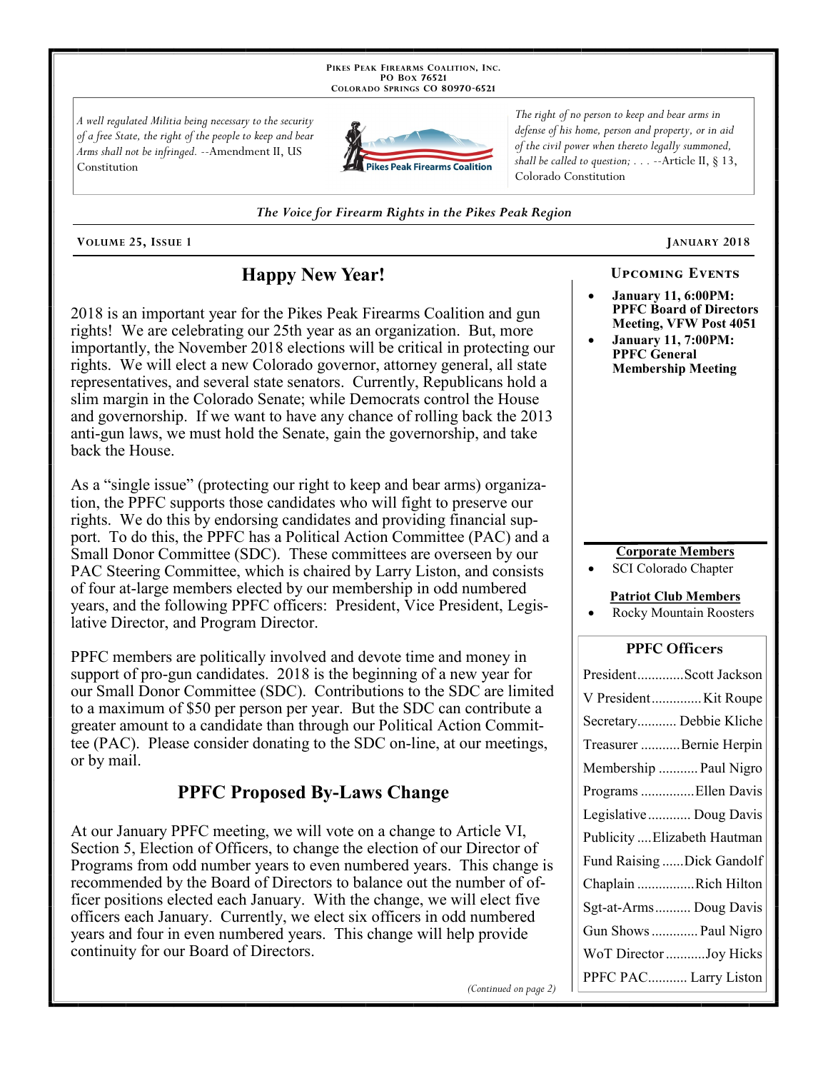PIKES PEAK FIREARMS COALITION, INC.
PO BOX 76521
COLORADO SPRINGS CO 80970-6521

*A well regulated Militia being necessary to the security of a free State, the right of the people to keep and bear Arms shall not be infringed.* --Amendment II, US Constitution

*The right of no person to keep and bear arms in defense of his home, person and property, or in aid of the civil power when thereto legally summoned, shall be called to question; . . .* --Article II, § 13, Colorado Constitution

*The Voice for Firearm Rights in the Pikes Peak Region*

**VOLUME 25, ISSUE 1** — **JANUARY 2018**

## Happy New Year!

2018 is an important year for the Pikes Peak Firearms Coalition and gun rights! We are celebrating our 25th year as an organization. But, more importantly, the November 2018 elections will be critical in protecting our rights. We will elect a new Colorado governor, attorney general, all state representatives, and several state senators. Currently, Republicans hold a slim margin in the Colorado Senate; while Democrats control the House and governorship. If we want to have any chance of rolling back the 2013 anti-gun laws, we must hold the Senate, gain the governorship, and take back the House.

As a "single issue" (protecting our right to keep and bear arms) organization, the PPFC supports those candidates who will fight to preserve our rights. We do this by endorsing candidates and providing financial support. To do this, the PPFC has a Political Action Committee (PAC) and a Small Donor Committee (SDC). These committees are overseen by our PAC Steering Committee, which is chaired by Larry Liston, and consists of four at-large members elected by our membership in odd numbered years, and the following PPFC officers: President, Vice President, Legislative Director, and Program Director.

PPFC members are politically involved and devote time and money in support of pro-gun candidates. 2018 is the beginning of a new year for our Small Donor Committee (SDC). Contributions to the SDC are limited to a maximum of $50 per person per year. But the SDC can contribute a greater amount to a candidate than through our Political Action Committee (PAC). Please consider donating to the SDC on-line, at our meetings, or by mail.

## PPFC Proposed By-Laws Change

At our January PPFC meeting, we will vote on a change to Article VI, Section 5, Election of Officers, to change the election of our Director of Programs from odd number years to even numbered years. This change is recommended by the Board of Directors to balance out the number of officer positions elected each January. With the change, we will elect five officers each January. Currently, we elect six officers in odd numbered years and four in even numbered years. This change will help provide continuity for our Board of Directors.

*(Continued on page 2)*

### UPCOMING EVENTS

- **January 11, 6:00PM: PPFC Board of Directors Meeting, VFW Post 4051**
- **January 11, 7:00PM: PPFC General Membership Meeting**

**Corporate Members**

- SCI Colorado Chapter

**Patriot Club Members**

- Rocky Mountain Roosters

### PPFC Officers

| Position | Name |
|---|---|
| President | Scott Jackson |
| V President | Kit Roupe |
| Secretary | Debbie Kliche |
| Treasurer | Bernie Herpin |
| Membership | Paul Nigro |
| Programs | Ellen Davis |
| Legislative | Doug Davis |
| Publicity | Elizabeth Hautman |
| Fund Raising | Dick Gandolf |
| Chaplain | Rich Hilton |
| Sgt-at-Arms | Doug Davis |
| Gun Shows | Paul Nigro |
| WoT Director | Joy Hicks |
| PPFC PAC | Larry Liston |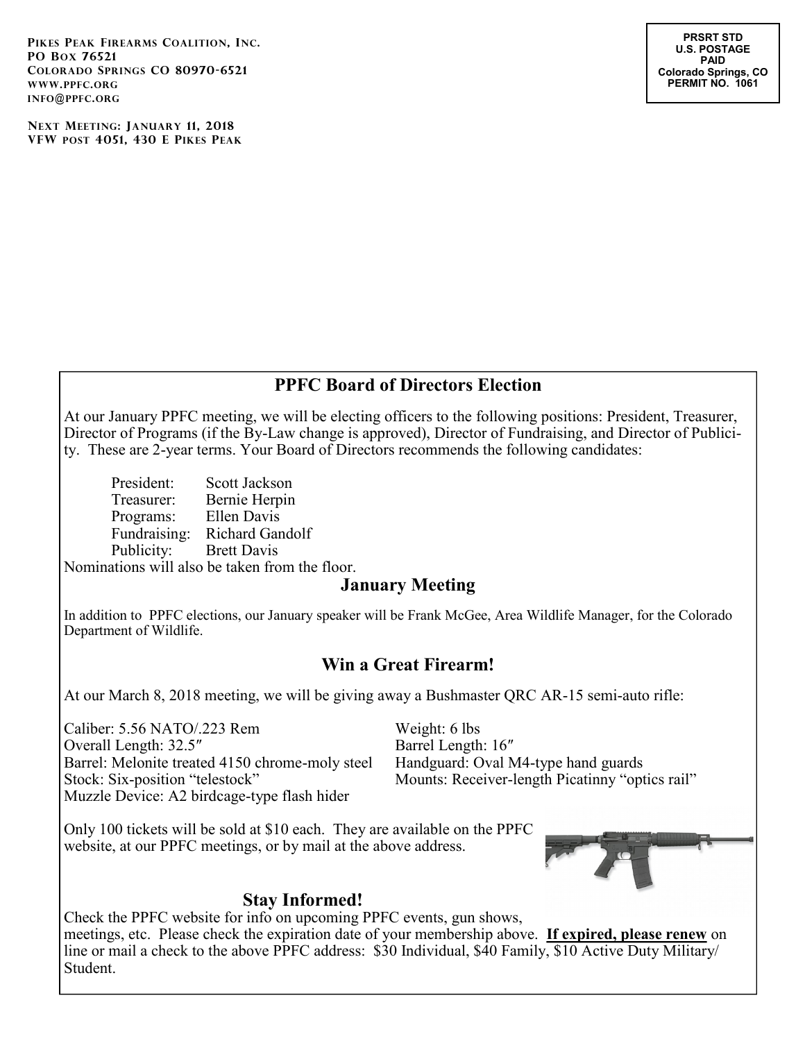PIKES PEAK FIREARMS COALITION, INC.
PO BOX 76521
COLORADO SPRINGS CO 80970-6521
WWW.PPFC.ORG
INFO@PPFC.ORG

PRSRT STD
U.S. POSTAGE
PAID
Colorado Springs, CO
PERMIT NO. 1061

NEXT MEETING: JANUARY 11, 2018
VFW POST 4051, 430 E PIKES PEAK

## PPFC Board of Directors Election

At our January PPFC meeting, we will be electing officers to the following positions: President, Treasurer, Director of Programs (if the By-Law change is approved), Director of Fundraising, and Director of Publicity. These are 2-year terms. Your Board of Directors recommends the following candidates:

| | |
|---|---|
| President: | Scott Jackson |
| Treasurer: | Bernie Herpin |
| Programs: | Ellen Davis |
| Fundraising: | Richard Gandolf |
| Publicity: | Brett Davis |

Nominations will also be taken from the floor.

## January Meeting

In addition to PPFC elections, our January speaker will be Frank McGee, Area Wildlife Manager, for the Colorado Department of Wildlife.

## Win a Great Firearm!

At our March 8, 2018 meeting, we will be giving away a Bushmaster QRC AR-15 semi-auto rifle:

Caliber: 5.56 NATO/.223 Rem
Overall Length: 32.5″
Barrel: Melonite treated 4150 chrome-moly steel
Stock: Six-position "telestock"
Muzzle Device: A2 birdcage-type flash hider
Weight: 6 lbs
Barrel Length: 16″
Handguard: Oval M4-type hand guards
Mounts: Receiver-length Picatinny "optics rail"

Only 100 tickets will be sold at $10 each. They are available on the PPFC website, at our PPFC meetings, or by mail at the above address.

## Stay Informed!

Check the PPFC website for info on upcoming PPFC events, gun shows, meetings, etc. Please check the expiration date of your membership above. **If expired, please renew** on line or mail a check to the above PPFC address: $30 Individual, $40 Family, $10 Active Duty Military/Student.